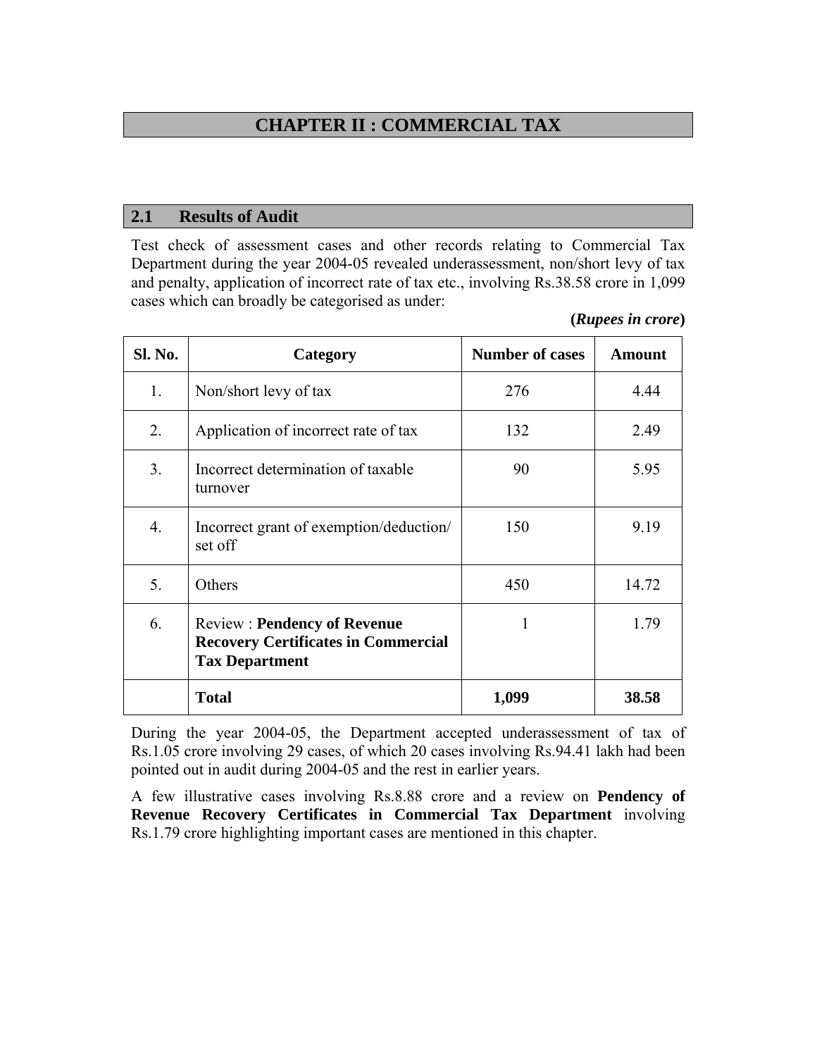# CHAPTER II : COMMERCIAL TAX

## 2.1 Results of Audit

Test check of assessment cases and other records relating to Commercial Tax Department during the year 2004-05 revealed underassessment, non/short levy of tax and penalty, application of incorrect rate of tax etc., involving Rs.38.58 crore in 1,099 cases which can broadly be categorised as under:

**(*Rupees in crore*)**

| Sl. No. | Category | Number of cases | Amount |
|---|---|---|---|
| 1. | Non/short levy of tax | 276 | 4.44 |
| 2. | Application of incorrect rate of tax | 132 | 2.49 |
| 3. | Incorrect determination of taxable turnover | 90 | 5.95 |
| 4. | Incorrect grant of exemption/deduction/ set off | 150 | 9.19 |
| 5. | Others | 450 | 14.72 |
| 6. | Review : **Pendency of Revenue Recovery Certificates in Commercial Tax Department** | 1 | 1.79 |
| | **Total** | **1,099** | **38.58** |

During the year 2004-05, the Department accepted underassessment of tax of Rs.1.05 crore involving 29 cases, of which 20 cases involving Rs.94.41 lakh had been pointed out in audit during 2004-05 and the rest in earlier years.

A few illustrative cases involving Rs.8.88 crore and a review on **Pendency of Revenue Recovery Certificates in Commercial Tax Department** involving Rs.1.79 crore highlighting important cases are mentioned in this chapter.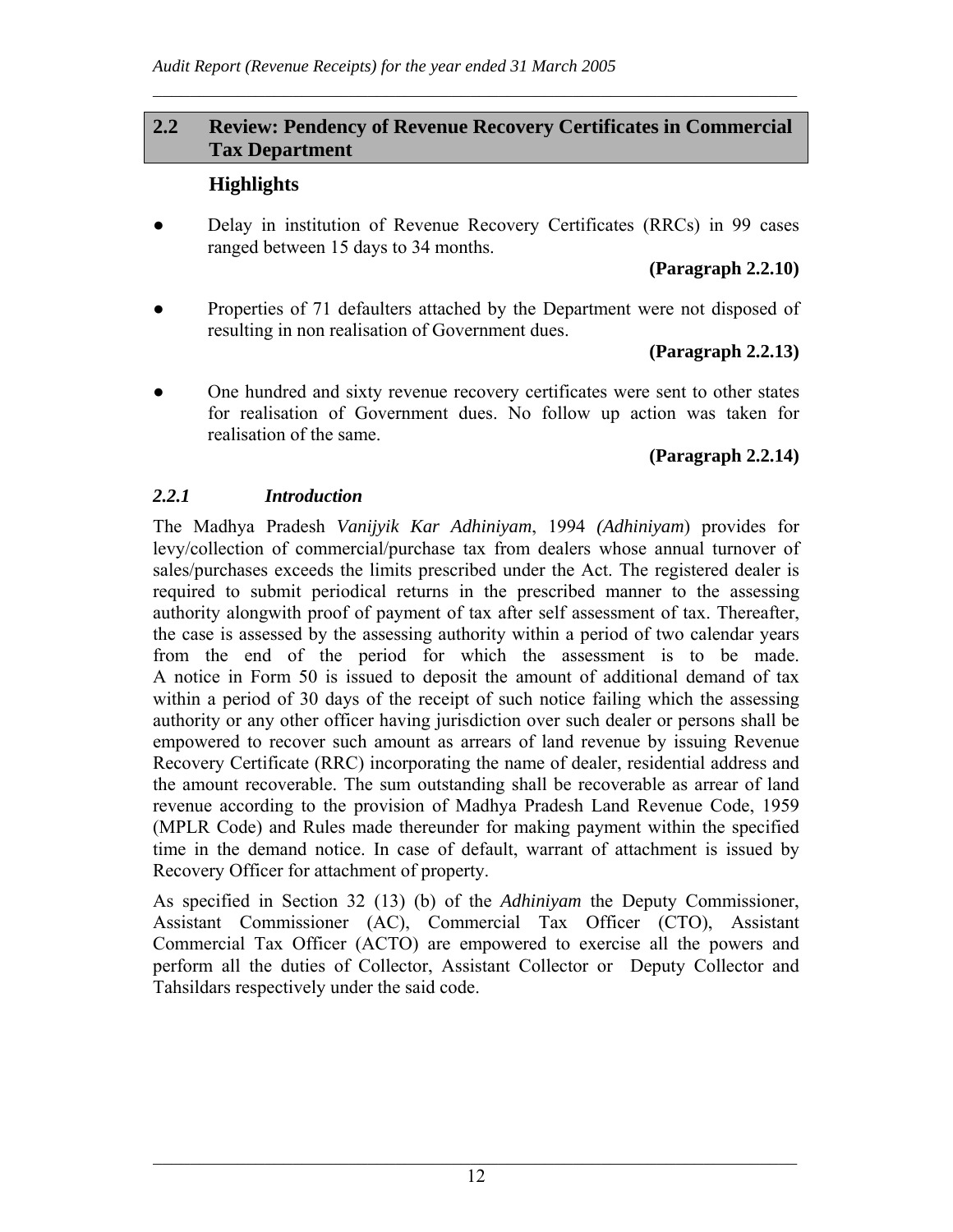## 2.2 Review: Pendency of Revenue Recovery Certificates in Commercial Tax Department

### Highlights

- Delay in institution of Revenue Recovery Certificates (RRCs) in 99 cases ranged between 15 days to 34 months.

  **(Paragraph 2.2.10)**

- Properties of 71 defaulters attached by the Department were not disposed of resulting in non realisation of Government dues.

  **(Paragraph 2.2.13)**

- One hundred and sixty revenue recovery certificates were sent to other states for realisation of Government dues. No follow up action was taken for realisation of the same.

  **(Paragraph 2.2.14)**

### *2.2.1 Introduction*

The Madhya Pradesh *Vanijyik Kar Adhiniyam*, 1994 *(Adhiniyam*) provides for levy/collection of commercial/purchase tax from dealers whose annual turnover of sales/purchases exceeds the limits prescribed under the Act. The registered dealer is required to submit periodical returns in the prescribed manner to the assessing authority alongwith proof of payment of tax after self assessment of tax. Thereafter, the case is assessed by the assessing authority within a period of two calendar years from the end of the period for which the assessment is to be made. A notice in Form 50 is issued to deposit the amount of additional demand of tax within a period of 30 days of the receipt of such notice failing which the assessing authority or any other officer having jurisdiction over such dealer or persons shall be empowered to recover such amount as arrears of land revenue by issuing Revenue Recovery Certificate (RRC) incorporating the name of dealer, residential address and the amount recoverable. The sum outstanding shall be recoverable as arrear of land revenue according to the provision of Madhya Pradesh Land Revenue Code, 1959 (MPLR Code) and Rules made thereunder for making payment within the specified time in the demand notice. In case of default, warrant of attachment is issued by Recovery Officer for attachment of property.

As specified in Section 32 (13) (b) of the *Adhiniyam* the Deputy Commissioner, Assistant Commissioner (AC), Commercial Tax Officer (CTO), Assistant Commercial Tax Officer (ACTO) are empowered to exercise all the powers and perform all the duties of Collector, Assistant Collector or Deputy Collector and Tahsildars respectively under the said code.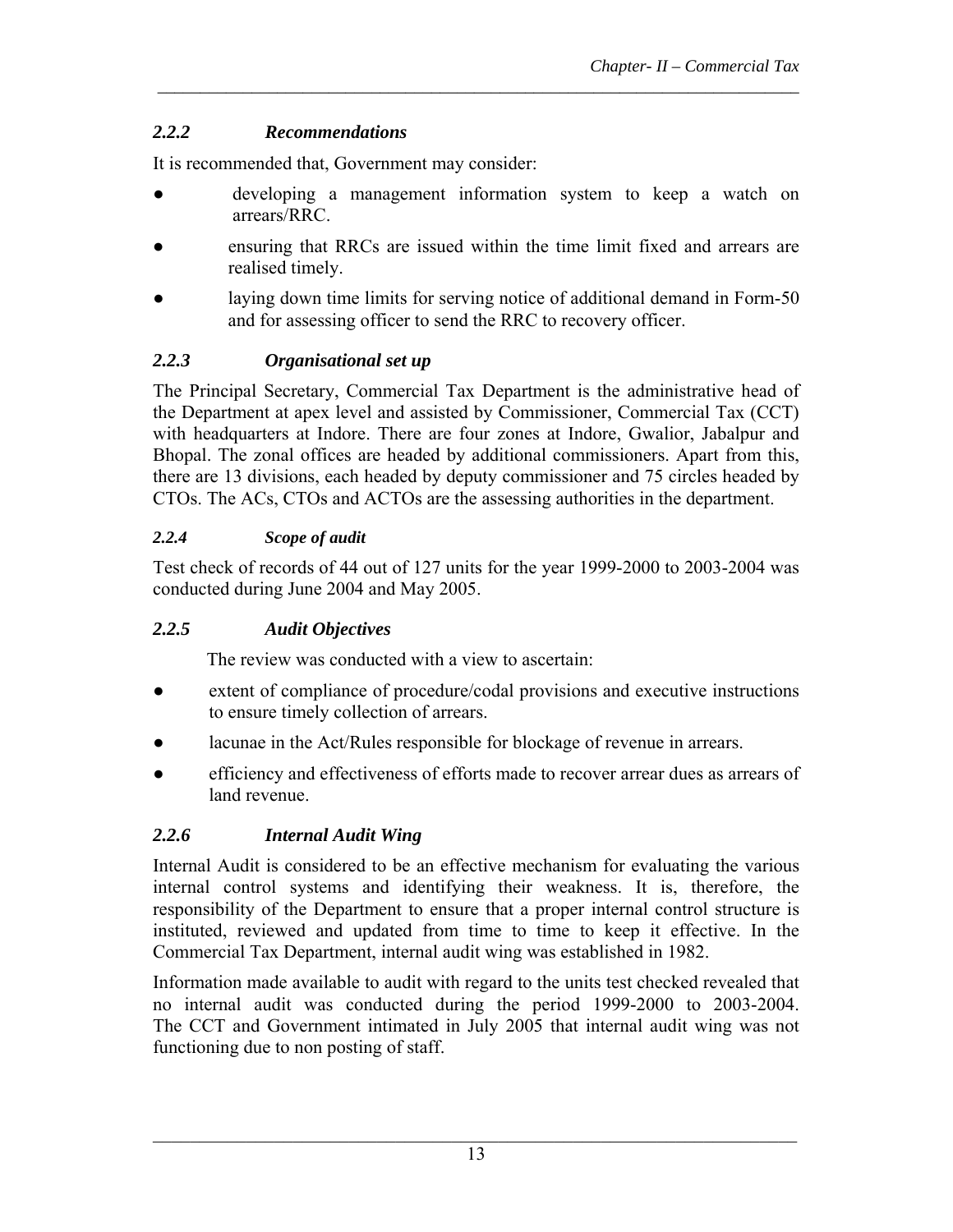### *2.2.2 Recommendations*

It is recommended that, Government may consider:

- developing a management information system to keep a watch on arrears/RRC.
- ensuring that RRCs are issued within the time limit fixed and arrears are realised timely.
- laying down time limits for serving notice of additional demand in Form-50 and for assessing officer to send the RRC to recovery officer.

### *2.2.3 Organisational set up*

The Principal Secretary, Commercial Tax Department is the administrative head of the Department at apex level and assisted by Commissioner, Commercial Tax (CCT) with headquarters at Indore. There are four zones at Indore, Gwalior, Jabalpur and Bhopal. The zonal offices are headed by additional commissioners. Apart from this, there are 13 divisions, each headed by deputy commissioner and 75 circles headed by CTOs. The ACs, CTOs and ACTOs are the assessing authorities in the department.

### *2.2.4 Scope of audit*

Test check of records of 44 out of 127 units for the year 1999-2000 to 2003-2004 was conducted during June 2004 and May 2005.

### *2.2.5 Audit Objectives*

The review was conducted with a view to ascertain:

- extent of compliance of procedure/codal provisions and executive instructions to ensure timely collection of arrears.
- lacunae in the Act/Rules responsible for blockage of revenue in arrears.
- efficiency and effectiveness of efforts made to recover arrear dues as arrears of land revenue.

### *2.2.6 Internal Audit Wing*

Internal Audit is considered to be an effective mechanism for evaluating the various internal control systems and identifying their weakness. It is, therefore, the responsibility of the Department to ensure that a proper internal control structure is instituted, reviewed and updated from time to time to keep it effective. In the Commercial Tax Department, internal audit wing was established in 1982.

Information made available to audit with regard to the units test checked revealed that no internal audit was conducted during the period 1999-2000 to 2003-2004. The CCT and Government intimated in July 2005 that internal audit wing was not functioning due to non posting of staff.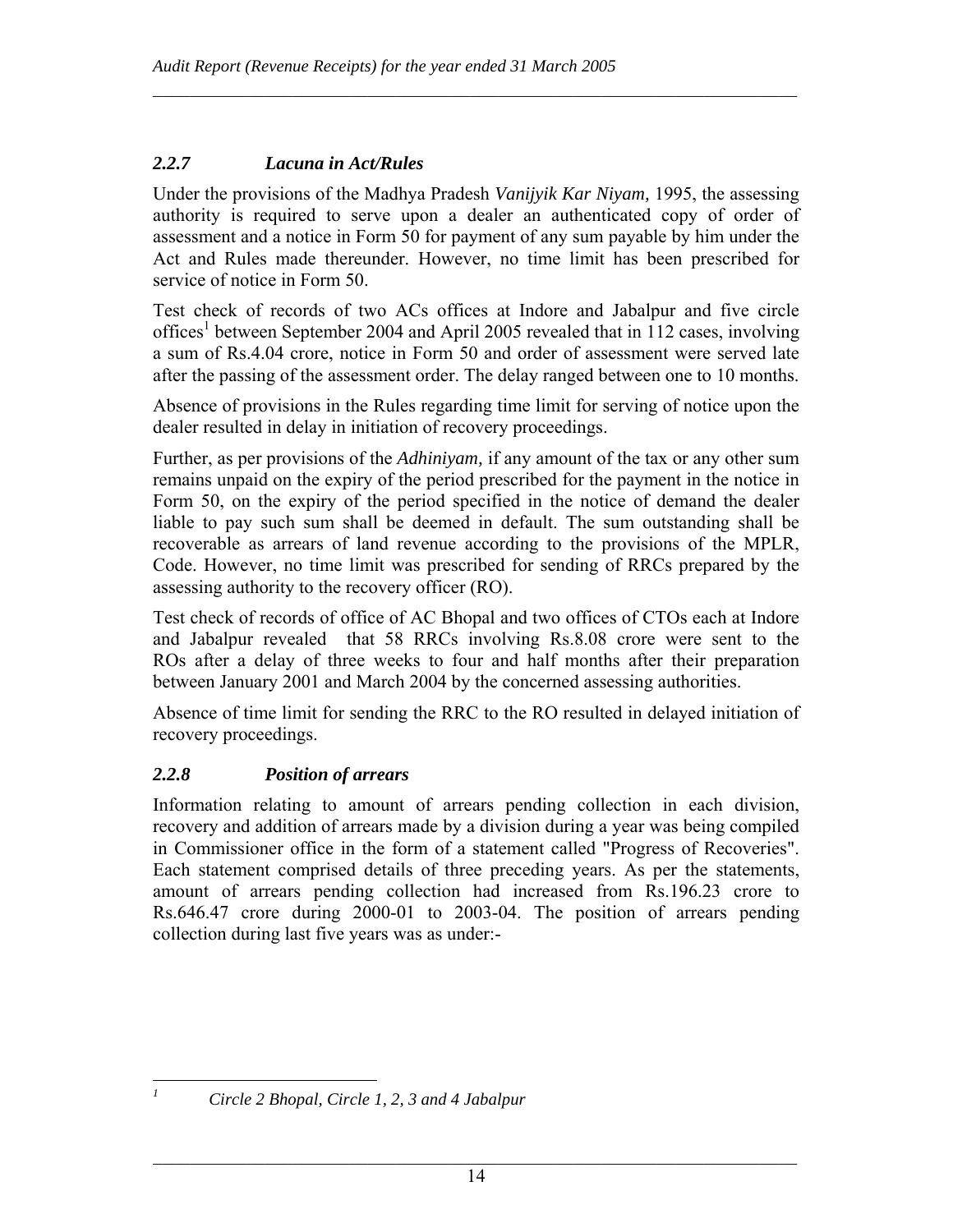### *2.2.7 Lacuna in Act/Rules*

Under the provisions of the Madhya Pradesh *Vanijyik Kar Niyam,* 1995, the assessing authority is required to serve upon a dealer an authenticated copy of order of assessment and a notice in Form 50 for payment of any sum payable by him under the Act and Rules made thereunder. However, no time limit has been prescribed for service of notice in Form 50.

Test check of records of two ACs offices at Indore and Jabalpur and five circle offices[1] between September 2004 and April 2005 revealed that in 112 cases, involving a sum of Rs.4.04 crore, notice in Form 50 and order of assessment were served late after the passing of the assessment order. The delay ranged between one to 10 months.

Absence of provisions in the Rules regarding time limit for serving of notice upon the dealer resulted in delay in initiation of recovery proceedings.

Further, as per provisions of the *Adhiniyam,* if any amount of the tax or any other sum remains unpaid on the expiry of the period prescribed for the payment in the notice in Form 50, on the expiry of the period specified in the notice of demand the dealer liable to pay such sum shall be deemed in default. The sum outstanding shall be recoverable as arrears of land revenue according to the provisions of the MPLR, Code. However, no time limit was prescribed for sending of RRCs prepared by the assessing authority to the recovery officer (RO).

Test check of records of office of AC Bhopal and two offices of CTOs each at Indore and Jabalpur revealed that 58 RRCs involving Rs.8.08 crore were sent to the ROs after a delay of three weeks to four and half months after their preparation between January 2001 and March 2004 by the concerned assessing authorities.

Absence of time limit for sending the RRC to the RO resulted in delayed initiation of recovery proceedings.

### *2.2.8 Position of arrears*

Information relating to amount of arrears pending collection in each division, recovery and addition of arrears made by a division during a year was being compiled in Commissioner office in the form of a statement called "Progress of Recoveries". Each statement comprised details of three preceding years. As per the statements, amount of arrears pending collection had increased from Rs.196.23 crore to Rs.646.47 crore during 2000-01 to 2003-04. The position of arrears pending collection during last five years was as under:-

---

[1] *Circle 2 Bhopal, Circle 1, 2, 3 and 4 Jabalpur*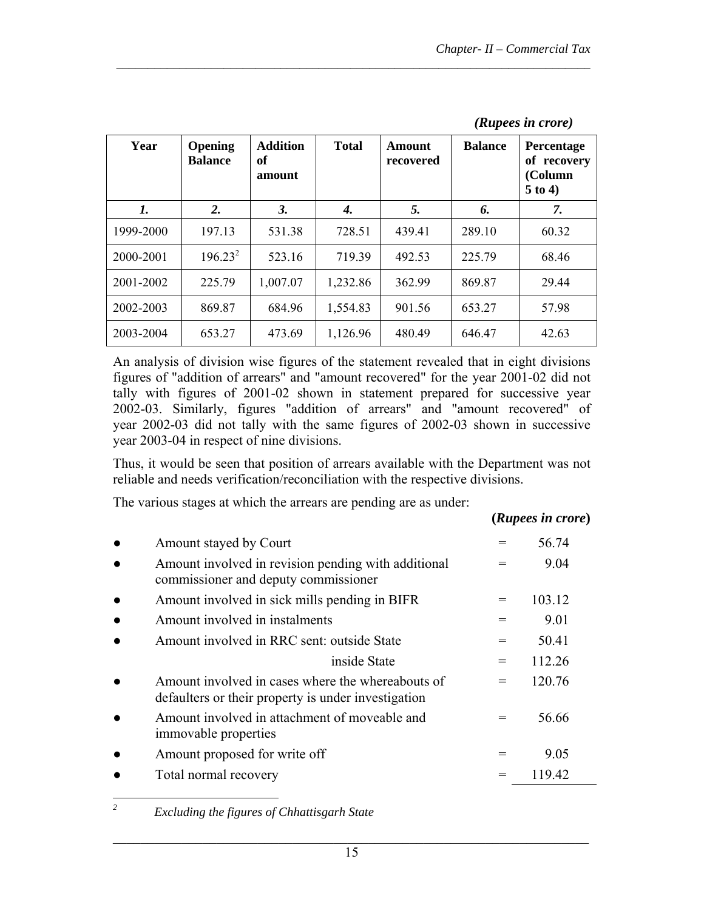*(Rupees in crore)*

| Year | Opening Balance | Addition of amount | Total | Amount recovered | Balance | Percentage of recovery (Column 5 to 4) |
|---|---|---|---|---|---|---|
| ***1.*** | ***2.*** | ***3.*** | ***4.*** | ***5.*** | ***6.*** | ***7.*** |
| 1999-2000 | 197.13 | 531.38 | 728.51 | 439.41 | 289.10 | 60.32 |
| 2000-2001 | 196.23[2] | 523.16 | 719.39 | 492.53 | 225.79 | 68.46 |
| 2001-2002 | 225.79 | 1,007.07 | 1,232.86 | 362.99 | 869.87 | 29.44 |
| 2002-2003 | 869.87 | 684.96 | 1,554.83 | 901.56 | 653.27 | 57.98 |
| 2003-2004 | 653.27 | 473.69 | 1,126.96 | 480.49 | 646.47 | 42.63 |

An analysis of division wise figures of the statement revealed that in eight divisions figures of "addition of arrears" and "amount recovered" for the year 2001-02 did not tally with figures of 2001-02 shown in statement prepared for successive year 2002-03. Similarly, figures "addition of arrears" and "amount recovered" of year 2002-03 did not tally with the same figures of 2002-03 shown in successive year 2003-04 in respect of nine divisions.

Thus, it would be seen that position of arrears available with the Department was not reliable and needs verification/reconciliation with the respective divisions.

The various stages at which the arrears are pending are as under:

**(*Rupees in crore*)**

| | | |
|---|---|---|
| ● Amount stayed by Court | = | 56.74 |
| ● Amount involved in revision pending with additional commissioner and deputy commissioner | = | 9.04 |
| ● Amount involved in sick mills pending in BIFR | = | 103.12 |
| ● Amount involved in instalments | = | 9.01 |
| ● Amount involved in RRC sent: outside State | = | 50.41 |
| inside State | = | 112.26 |
| ● Amount involved in cases where the whereabouts of defaulters or their property is under investigation | = | 120.76 |
| ● Amount involved in attachment of moveable and immovable properties | = | 56.66 |
| ● Amount proposed for write off | = | 9.05 |
| ● Total normal recovery | = | 119.42 |

[2] *Excluding the figures of Chhattisgarh State*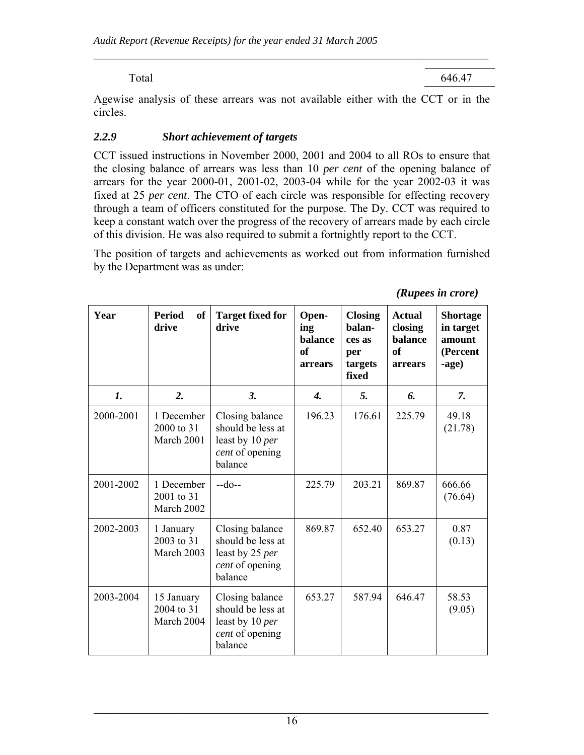| Total | 646.47 |
|---|---|

Agewise analysis of these arrears was not available either with the CCT or in the circles.

### 2.2.9 *Short achievement of targets*

CCT issued instructions in November 2000, 2001 and 2004 to all ROs to ensure that the closing balance of arrears was less than 10 *per cent* of the opening balance of arrears for the year 2000-01, 2001-02, 2003-04 while for the year 2002-03 it was fixed at 25 *per cent*. The CTO of each circle was responsible for effecting recovery through a team of officers constituted for the purpose. The Dy. CCT was required to keep a constant watch over the progress of the recovery of arrears made by each circle of this division. He was also required to submit a fortnightly report to the CCT.

The position of targets and achievements as worked out from information furnished by the Department was as under:

*(Rupees in crore)*

| Year | Period of drive | Target fixed for drive | Opening balance of arrears | Closing balances as per targets fixed | Actual closing balance of arrears | Shortage in target amount (Percentage) |
|---|---|---|---|---|---|---|
| *1.* | *2.* | *3.* | *4.* | *5.* | *6.* | *7.* |
| 2000-2001 | 1 December 2000 to 31 March 2001 | Closing balance should be less at least by 10 *per cent* of opening balance | 196.23 | 176.61 | 225.79 | 49.18 (21.78) |
| 2001-2002 | 1 December 2001 to 31 March 2002 | --do-- | 225.79 | 203.21 | 869.87 | 666.66 (76.64) |
| 2002-2003 | 1 January 2003 to 31 March 2003 | Closing balance should be less at least by 25 *per cent* of opening balance | 869.87 | 652.40 | 653.27 | 0.87 (0.13) |
| 2003-2004 | 15 January 2004 to 31 March 2004 | Closing balance should be less at least by 10 *per cent* of opening balance | 653.27 | 587.94 | 646.47 | 58.53 (9.05) |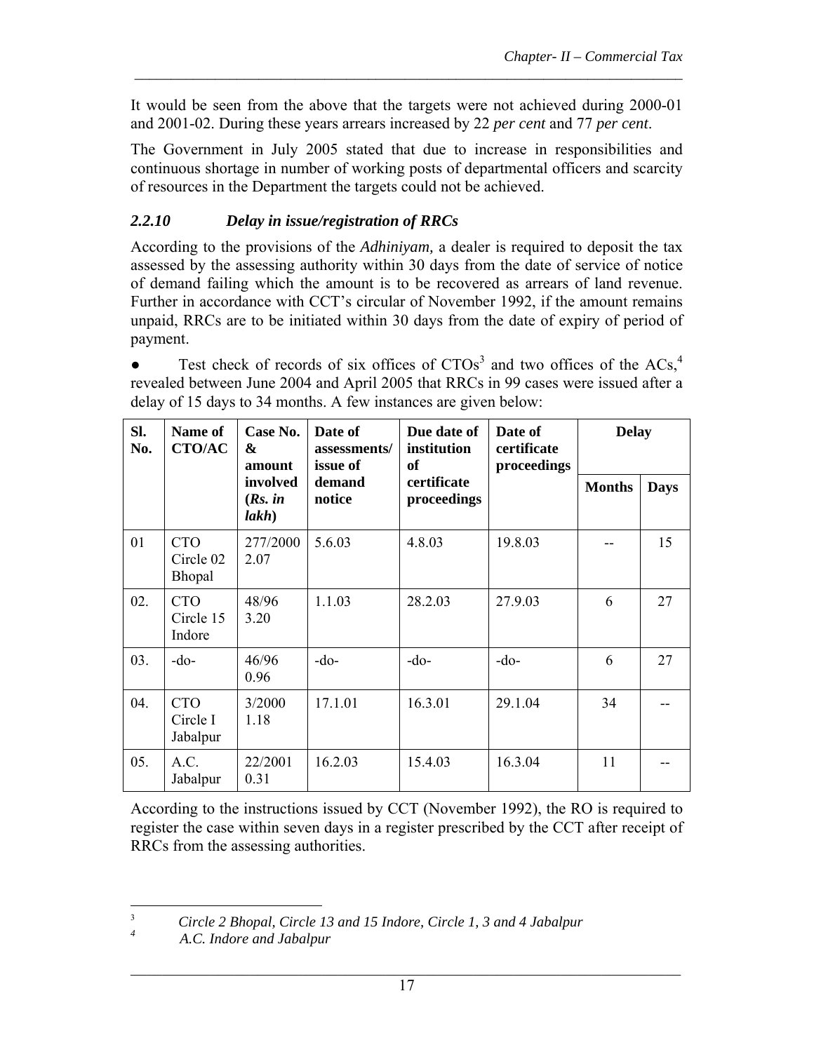It would be seen from the above that the targets were not achieved during 2000-01 and 2001-02. During these years arrears increased by 22 *per cent* and 77 *per cent*.

The Government in July 2005 stated that due to increase in responsibilities and continuous shortage in number of working posts of departmental officers and scarcity of resources in the Department the targets could not be achieved.

### *2.2.10 Delay in issue/registration of RRCs*

According to the provisions of the *Adhiniyam,* a dealer is required to deposit the tax assessed by the assessing authority within 30 days from the date of service of notice of demand failing which the amount is to be recovered as arrears of land revenue. Further in accordance with CCT's circular of November 1992, if the amount remains unpaid, RRCs are to be initiated within 30 days from the date of expiry of period of payment.

- Test check of records of six offices of CTOs[3] and two offices of the ACs,[4] revealed between June 2004 and April 2005 that RRCs in 99 cases were issued after a delay of 15 days to 34 months. A few instances are given below:

| Sl. No. | Name of CTO/AC | Case No. & amount involved (*Rs. in lakh*) | Date of assessments/ issue of demand notice | Due date of institution of certificate proceedings | Date of certificate proceedings | Delay | |
|---|---|---|---|---|---|---|---|
| | | | | | | Months | Days |
| 01 | CTO Circle 02 Bhopal | 277/2000 2.07 | 5.6.03 | 4.8.03 | 19.8.03 | -- | 15 |
| 02. | CTO Circle 15 Indore | 48/96 3.20 | 1.1.03 | 28.2.03 | 27.9.03 | 6 | 27 |
| 03. | -do- | 46/96 0.96 | -do- | -do- | -do- | 6 | 27 |
| 04. | CTO Circle I Jabalpur | 3/2000 1.18 | 17.1.01 | 16.3.01 | 29.1.04 | 34 | -- |
| 05. | A.C. Jabalpur | 22/2001 0.31 | 16.2.03 | 15.4.03 | 16.3.04 | 11 | -- |

According to the instructions issued by CCT (November 1992), the RO is required to register the case within seven days in a register prescribed by the CCT after receipt of RRCs from the assessing authorities.

---

[3] *Circle 2 Bhopal, Circle 13 and 15 Indore, Circle 1, 3 and 4 Jabalpur*

[4] *A.C. Indore and Jabalpur*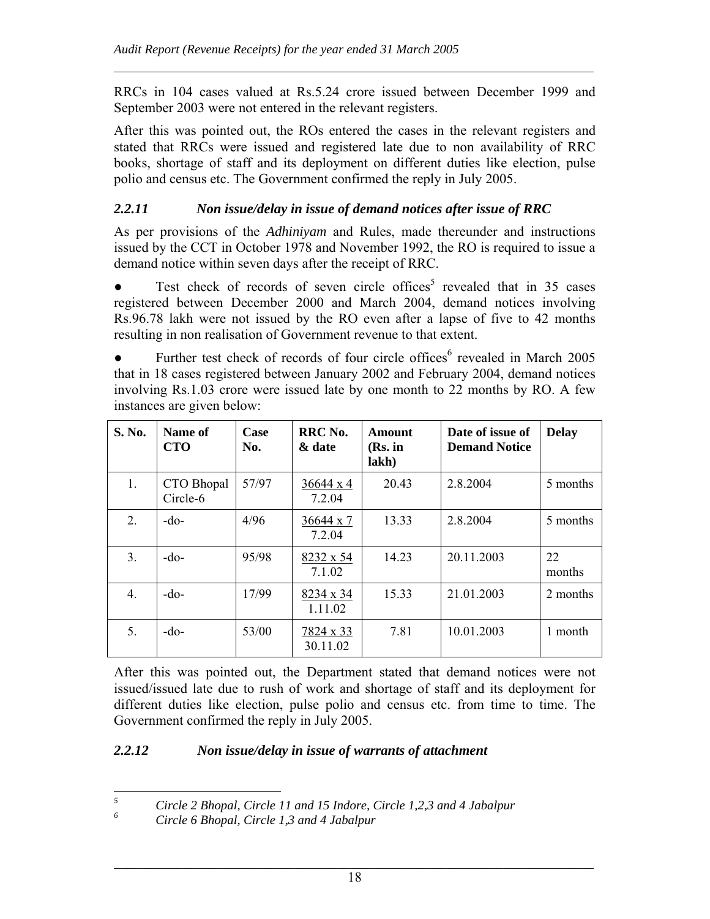RRCs in 104 cases valued at Rs.5.24 crore issued between December 1999 and September 2003 were not entered in the relevant registers.

After this was pointed out, the ROs entered the cases in the relevant registers and stated that RRCs were issued and registered late due to non availability of RRC books, shortage of staff and its deployment on different duties like election, pulse polio and census etc. The Government confirmed the reply in July 2005.

### *2.2.11 Non issue/delay in issue of demand notices after issue of RRC*

As per provisions of the *Adhiniyam* and Rules, made thereunder and instructions issued by the CCT in October 1978 and November 1992, the RO is required to issue a demand notice within seven days after the receipt of RRC.

- Test check of records of seven circle offices[5] revealed that in 35 cases registered between December 2000 and March 2004, demand notices involving Rs.96.78 lakh were not issued by the RO even after a lapse of five to 42 months resulting in non realisation of Government revenue to that extent.

- Further test check of records of four circle offices[6] revealed in March 2005 that in 18 cases registered between January 2002 and February 2004, demand notices involving Rs.1.03 crore were issued late by one month to 22 months by RO. A few instances are given below:

| S. No. | Name of CTO | Case No. | RRC No. & date | Amount (Rs. in lakh) | Date of issue of Demand Notice | Delay |
|---|---|---|---|---|---|---|
| 1. | CTO Bhopal Circle-6 | 57/97 | 36644 x 4 / 7.2.04 | 20.43 | 2.8.2004 | 5 months |
| 2. | -do- | 4/96 | 36644 x 7 / 7.2.04 | 13.33 | 2.8.2004 | 5 months |
| 3. | -do- | 95/98 | 8232 x 54 / 7.1.02 | 14.23 | 20.11.2003 | 22 months |
| 4. | -do- | 17/99 | 8234 x 34 / 1.11.02 | 15.33 | 21.01.2003 | 2 months |
| 5. | -do- | 53/00 | 7824 x 33 / 30.11.02 | 7.81 | 10.01.2003 | 1 month |

After this was pointed out, the Department stated that demand notices were not issued/issued late due to rush of work and shortage of staff and its deployment for different duties like election, pulse polio and census etc. from time to time. The Government confirmed the reply in July 2005.

### *2.2.12 Non issue/delay in issue of warrants of attachment*

---

[5] *Circle 2 Bhopal, Circle 11 and 15 Indore, Circle 1,2,3 and 4 Jabalpur*

[6] *Circle 6 Bhopal, Circle 1,3 and 4 Jabalpur*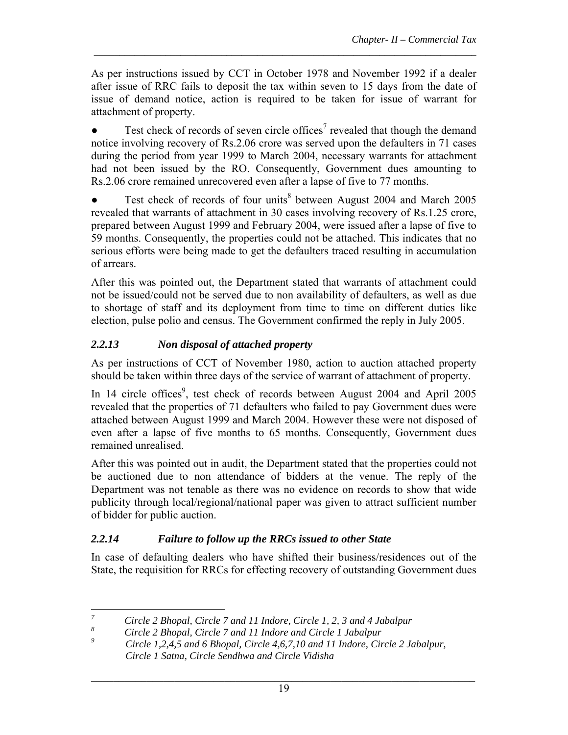As per instructions issued by CCT in October 1978 and November 1992 if a dealer after issue of RRC fails to deposit the tax within seven to 15 days from the date of issue of demand notice, action is required to be taken for issue of warrant for attachment of property.

- Test check of records of seven circle offices[7] revealed that though the demand notice involving recovery of Rs.2.06 crore was served upon the defaulters in 71 cases during the period from year 1999 to March 2004, necessary warrants for attachment had not been issued by the RO. Consequently, Government dues amounting to Rs.2.06 crore remained unrecovered even after a lapse of five to 77 months.

- Test check of records of four units[8] between August 2004 and March 2005 revealed that warrants of attachment in 30 cases involving recovery of Rs.1.25 crore, prepared between August 1999 and February 2004, were issued after a lapse of five to 59 months. Consequently, the properties could not be attached. This indicates that no serious efforts were being made to get the defaulters traced resulting in accumulation of arrears.

After this was pointed out, the Department stated that warrants of attachment could not be issued/could not be served due to non availability of defaulters, as well as due to shortage of staff and its deployment from time to time on different duties like election, pulse polio and census. The Government confirmed the reply in July 2005.

### *2.2.13 Non disposal of attached property*

As per instructions of CCT of November 1980, action to auction attached property should be taken within three days of the service of warrant of attachment of property.

In 14 circle offices[9], test check of records between August 2004 and April 2005 revealed that the properties of 71 defaulters who failed to pay Government dues were attached between August 1999 and March 2004. However these were not disposed of even after a lapse of five months to 65 months. Consequently, Government dues remained unrealised.

After this was pointed out in audit, the Department stated that the properties could not be auctioned due to non attendance of bidders at the venue. The reply of the Department was not tenable as there was no evidence on records to show that wide publicity through local/regional/national paper was given to attract sufficient number of bidder for public auction.

### *2.2.14 Failure to follow up the RRCs issued to other State*

In case of defaulting dealers who have shifted their business/residences out of the State, the requisition for RRCs for effecting recovery of outstanding Government dues

---

[7] *Circle 2 Bhopal, Circle 7 and 11 Indore, Circle 1, 2, 3 and 4 Jabalpur*

[8] *Circle 2 Bhopal, Circle 7 and 11 Indore and Circle 1 Jabalpur*

[9] *Circle 1,2,4,5 and 6 Bhopal, Circle 4,6,7,10 and 11 Indore, Circle 2 Jabalpur, Circle 1 Satna, Circle Sendhwa and Circle Vidisha*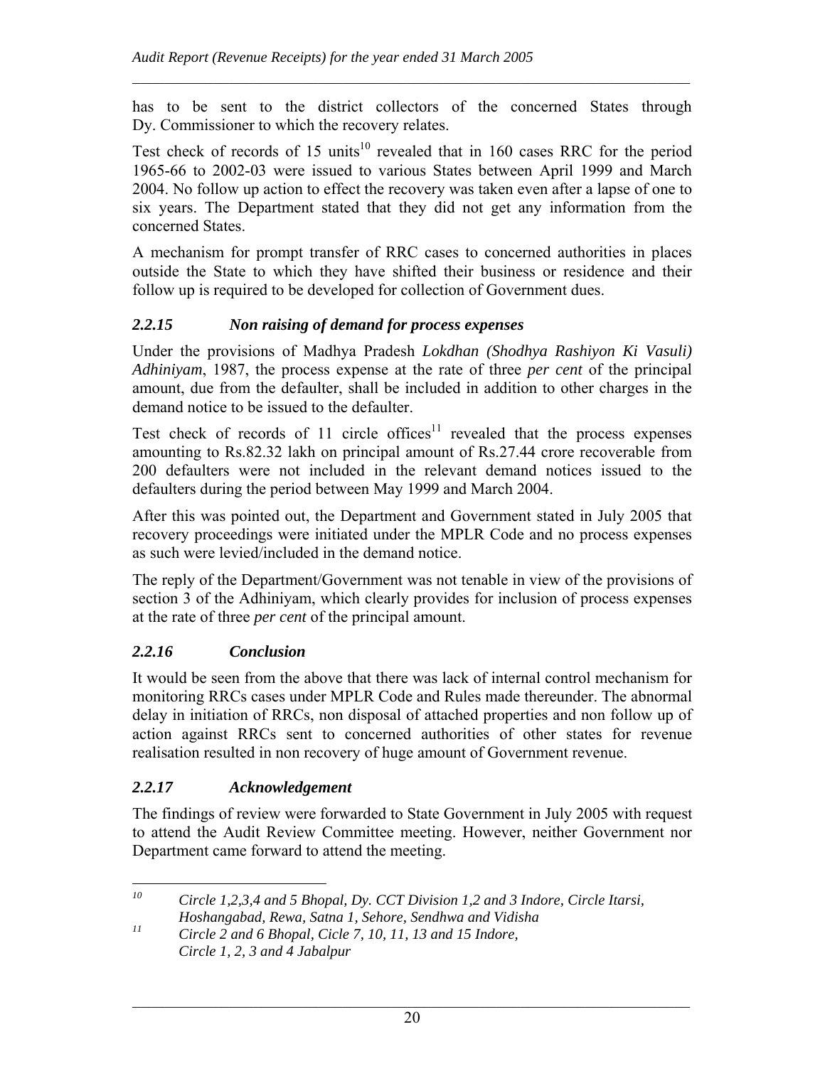has to be sent to the district collectors of the concerned States through Dy. Commissioner to which the recovery relates.

Test check of records of 15 units[10] revealed that in 160 cases RRC for the period 1965-66 to 2002-03 were issued to various States between April 1999 and March 2004. No follow up action to effect the recovery was taken even after a lapse of one to six years. The Department stated that they did not get any information from the concerned States.

A mechanism for prompt transfer of RRC cases to concerned authorities in places outside the State to which they have shifted their business or residence and their follow up is required to be developed for collection of Government dues.

### *2.2.15 Non raising of demand for process expenses*

Under the provisions of Madhya Pradesh *Lokdhan (Shodhya Rashiyon Ki Vasuli) Adhiniyam*, 1987, the process expense at the rate of three *per cent* of the principal amount, due from the defaulter, shall be included in addition to other charges in the demand notice to be issued to the defaulter.

Test check of records of 11 circle offices[11] revealed that the process expenses amounting to Rs.82.32 lakh on principal amount of Rs.27.44 crore recoverable from 200 defaulters were not included in the relevant demand notices issued to the defaulters during the period between May 1999 and March 2004.

After this was pointed out, the Department and Government stated in July 2005 that recovery proceedings were initiated under the MPLR Code and no process expenses as such were levied/included in the demand notice.

The reply of the Department/Government was not tenable in view of the provisions of section 3 of the Adhiniyam, which clearly provides for inclusion of process expenses at the rate of three *per cent* of the principal amount.

### *2.2.16 Conclusion*

It would be seen from the above that there was lack of internal control mechanism for monitoring RRCs cases under MPLR Code and Rules made thereunder. The abnormal delay in initiation of RRCs, non disposal of attached properties and non follow up of action against RRCs sent to concerned authorities of other states for revenue realisation resulted in non recovery of huge amount of Government revenue.

### *2.2.17 Acknowledgement*

The findings of review were forwarded to State Government in July 2005 with request to attend the Audit Review Committee meeting. However, neither Government nor Department came forward to attend the meeting.

---

[10] *Circle 1,2,3,4 and 5 Bhopal, Dy. CCT Division 1,2 and 3 Indore, Circle Itarsi, Hoshangabad, Rewa, Satna 1, Sehore, Sendhwa and Vidisha*

[11] *Circle 2 and 6 Bhopal, Cicle 7, 10, 11, 13 and 15 Indore, Circle 1, 2, 3 and 4 Jabalpur*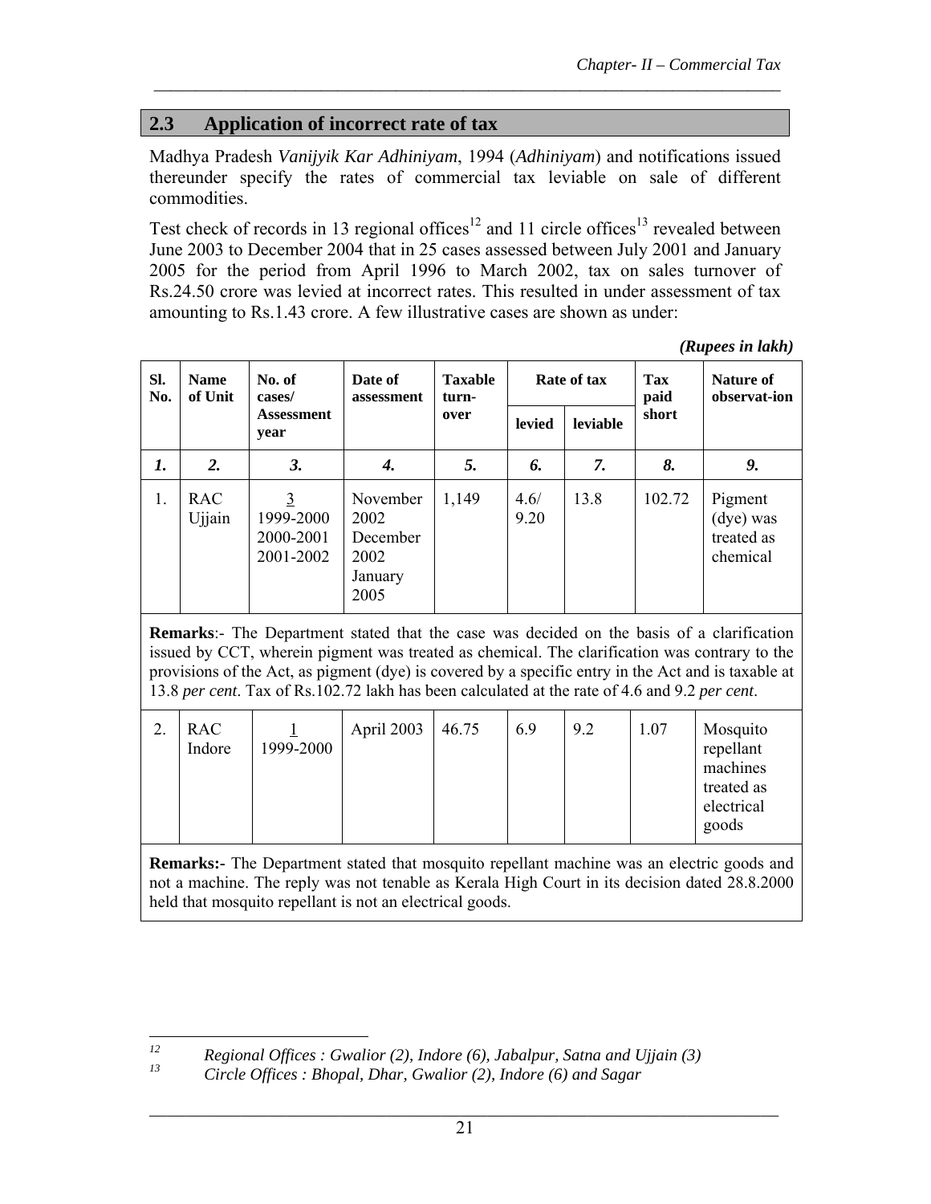## 2.3 Application of incorrect rate of tax

Madhya Pradesh *Vanijyik Kar Adhiniyam*, 1994 (*Adhiniyam*) and notifications issued thereunder specify the rates of commercial tax leviable on sale of different commodities.

Test check of records in 13 regional offices[12] and 11 circle offices[13] revealed between June 2003 to December 2004 that in 25 cases assessed between July 2001 and January 2005 for the period from April 1996 to March 2002, tax on sales turnover of Rs.24.50 crore was levied at incorrect rates. This resulted in under assessment of tax amounting to Rs.1.43 crore. A few illustrative cases are shown as under:

***(Rupees in lakh)***

| Sl. No. | Name of Unit | No. of cases/ Assessment year | Date of assessment | Taxable turn-over | Rate of tax | | Tax paid short | Nature of observat-ion |
|---|---|---|---|---|---|---|---|---|
| | | | | | levied | leviable | | |
| *1.* | *2.* | *3.* | *4.* | *5.* | *6.* | *7.* | *8.* | *9.* |
| 1. | RAC Ujjain | 3<br>1999-2000<br>2000-2001<br>2001-2002 | November 2002<br>December 2002<br>January 2005 | 1,149 | 4.6/ 9.20 | 13.8 | 102.72 | Pigment (dye) was treated as chemical |
| **Remarks**:- The Department stated that the case was decided on the basis of a clarification issued by CCT, wherein pigment was treated as chemical. The clarification was contrary to the provisions of the Act, as pigment (dye) is covered by a specific entry in the Act and is taxable at 13.8 *per cent*. Tax of Rs.102.72 lakh has been calculated at the rate of 4.6 and 9.2 *per cent*. | | | | | | | | |
| 2. | RAC Indore | 1<br>1999-2000 | April 2003 | 46.75 | 6.9 | 9.2 | 1.07 | Mosquito repellant machines treated as electrical goods |
| **Remarks:-** The Department stated that mosquito repellant machine was an electric goods and not a machine. The reply was not tenable as Kerala High Court in its decision dated 28.8.2000 held that mosquito repellant is not an electrical goods. | | | | | | | | |

[12] *Regional Offices : Gwalior (2), Indore (6), Jabalpur, Satna and Ujjain (3)*

[13] *Circle Offices : Bhopal, Dhar, Gwalior (2), Indore (6) and Sagar*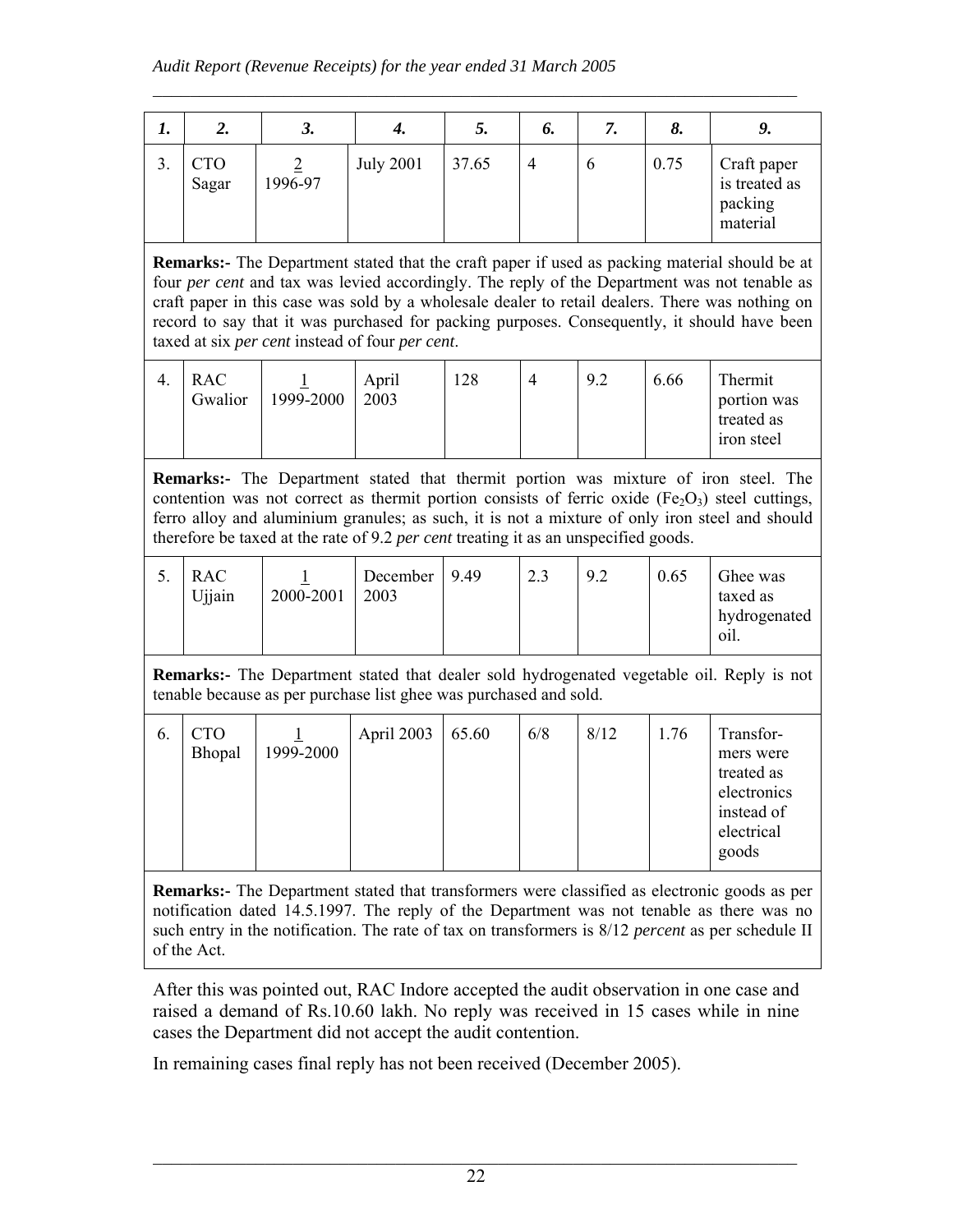| *1.* | *2.* | *3.* | *4.* | *5.* | *6.* | *7.* | *8.* | *9.* |
|---|---|---|---|---|---|---|---|---|
| 3. | CTO Sagar | 2 / 1996-97 | July 2001 | 37.65 | 4 | 6 | 0.75 | Craft paper is treated as packing material |
| **Remarks:-** The Department stated that the craft paper if used as packing material should be at four *per cent* and tax was levied accordingly. The reply of the Department was not tenable as craft paper in this case was sold by a wholesale dealer to retail dealers. There was nothing on record to say that it was purchased for packing purposes. Consequently, it should have been taxed at six *per cent* instead of four *per cent*. | | | | | | | | |
| 4. | RAC Gwalior | 1 / 1999-2000 | April 2003 | 128 | 4 | 9.2 | 6.66 | Thermit portion was treated as iron steel |
| **Remarks:-** The Department stated that thermit portion was mixture of iron steel. The contention was not correct as thermit portion consists of ferric oxide ($Fe_2O_3$) steel cuttings, ferro alloy and aluminium granules; as such, it is not a mixture of only iron steel and should therefore be taxed at the rate of 9.2 *per cent* treating it as an unspecified goods. | | | | | | | | |
| 5. | RAC Ujjain | 1 / 2000-2001 | December 2003 | 9.49 | 2.3 | 9.2 | 0.65 | Ghee was taxed as hydrogenated oil. |
| **Remarks:-** The Department stated that dealer sold hydrogenated vegetable oil. Reply is not tenable because as per purchase list ghee was purchased and sold. | | | | | | | | |
| 6. | CTO Bhopal | 1 / 1999-2000 | April 2003 | 65.60 | 6/8 | 8/12 | 1.76 | Transformers were treated as electronics instead of electrical goods |
| **Remarks:-** The Department stated that transformers were classified as electronic goods as per notification dated 14.5.1997. The reply of the Department was not tenable as there was no such entry in the notification. The rate of tax on transformers is 8/12 *percent* as per schedule II of the Act. | | | | | | | | |

After this was pointed out, RAC Indore accepted the audit observation in one case and raised a demand of Rs.10.60 lakh. No reply was received in 15 cases while in nine cases the Department did not accept the audit contention.

In remaining cases final reply has not been received (December 2005).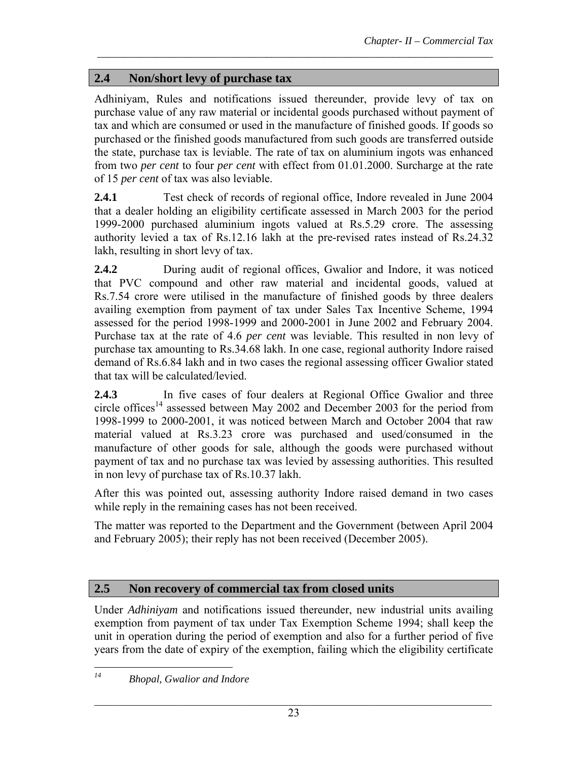## 2.4 Non/short levy of purchase tax

Adhiniyam, Rules and notifications issued thereunder, provide levy of tax on purchase value of any raw material or incidental goods purchased without payment of tax and which are consumed or used in the manufacture of finished goods. If goods so purchased or the finished goods manufactured from such goods are transferred outside the state, purchase tax is leviable. The rate of tax on aluminium ingots was enhanced from two *per cent* to four *per cent* with effect from 01.01.2000. Surcharge at the rate of 15 *per cent* of tax was also leviable.

**2.4.1** Test check of records of regional office, Indore revealed in June 2004 that a dealer holding an eligibility certificate assessed in March 2003 for the period 1999-2000 purchased aluminium ingots valued at Rs.5.29 crore. The assessing authority levied a tax of Rs.12.16 lakh at the pre-revised rates instead of Rs.24.32 lakh, resulting in short levy of tax.

**2.4.2** During audit of regional offices, Gwalior and Indore, it was noticed that PVC compound and other raw material and incidental goods, valued at Rs.7.54 crore were utilised in the manufacture of finished goods by three dealers availing exemption from payment of tax under Sales Tax Incentive Scheme, 1994 assessed for the period 1998-1999 and 2000-2001 in June 2002 and February 2004. Purchase tax at the rate of 4.6 *per cent* was leviable. This resulted in non levy of purchase tax amounting to Rs.34.68 lakh. In one case, regional authority Indore raised demand of Rs.6.84 lakh and in two cases the regional assessing officer Gwalior stated that tax will be calculated/levied.

**2.4.3** In five cases of four dealers at Regional Office Gwalior and three circle offices[14] assessed between May 2002 and December 2003 for the period from 1998-1999 to 2000-2001, it was noticed between March and October 2004 that raw material valued at Rs.3.23 crore was purchased and used/consumed in the manufacture of other goods for sale, although the goods were purchased without payment of tax and no purchase tax was levied by assessing authorities. This resulted in non levy of purchase tax of Rs.10.37 lakh.

After this was pointed out, assessing authority Indore raised demand in two cases while reply in the remaining cases has not been received.

The matter was reported to the Department and the Government (between April 2004 and February 2005); their reply has not been received (December 2005).

## 2.5 Non recovery of commercial tax from closed units

Under *Adhiniyam* and notifications issued thereunder, new industrial units availing exemption from payment of tax under Tax Exemption Scheme 1994; shall keep the unit in operation during the period of exemption and also for a further period of five years from the date of expiry of the exemption, failing which the eligibility certificate

---

[14] *Bhopal, Gwalior and Indore*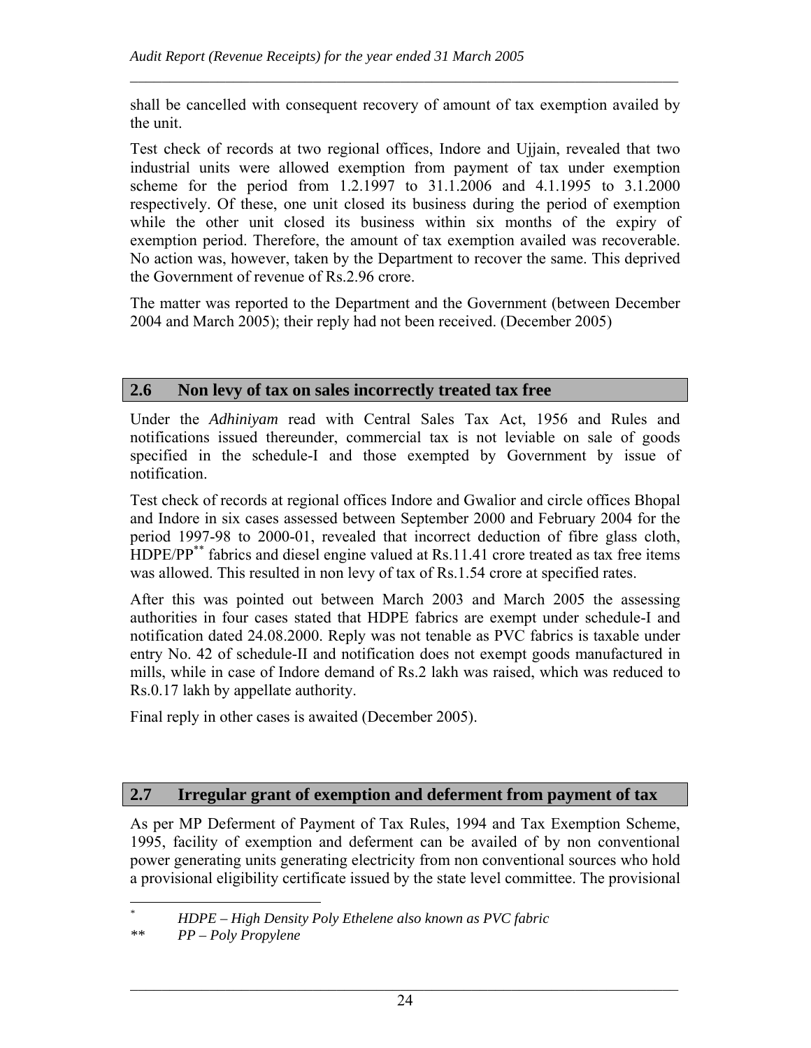shall be cancelled with consequent recovery of amount of tax exemption availed by the unit.

Test check of records at two regional offices, Indore and Ujjain, revealed that two industrial units were allowed exemption from payment of tax under exemption scheme for the period from 1.2.1997 to 31.1.2006 and 4.1.1995 to 3.1.2000 respectively. Of these, one unit closed its business during the period of exemption while the other unit closed its business within six months of the expiry of exemption period. Therefore, the amount of tax exemption availed was recoverable. No action was, however, taken by the Department to recover the same. This deprived the Government of revenue of Rs.2.96 crore.

The matter was reported to the Department and the Government (between December 2004 and March 2005); their reply had not been received. (December 2005)

## 2.6 Non levy of tax on sales incorrectly treated tax free

Under the *Adhiniyam* read with Central Sales Tax Act, 1956 and Rules and notifications issued thereunder, commercial tax is not leviable on sale of goods specified in the schedule-I and those exempted by Government by issue of notification.

Test check of records at regional offices Indore and Gwalior and circle offices Bhopal and Indore in six cases assessed between September 2000 and February 2004 for the period 1997-98 to 2000-01, revealed that incorrect deduction of fibre glass cloth, HDPE/PP[**] fabrics and diesel engine valued at Rs.11.41 crore treated as tax free items was allowed. This resulted in non levy of tax of Rs.1.54 crore at specified rates.

After this was pointed out between March 2003 and March 2005 the assessing authorities in four cases stated that HDPE fabrics are exempt under schedule-I and notification dated 24.08.2000. Reply was not tenable as PVC fabrics is taxable under entry No. 42 of schedule-II and notification does not exempt goods manufactured in mills, while in case of Indore demand of Rs.2 lakh was raised, which was reduced to Rs.0.17 lakh by appellate authority.

Final reply in other cases is awaited (December 2005).

## 2.7 Irregular grant of exemption and deferment from payment of tax

As per MP Deferment of Payment of Tax Rules, 1994 and Tax Exemption Scheme, 1995, facility of exemption and deferment can be availed of by non conventional power generating units generating electricity from non conventional sources who hold a provisional eligibility certificate issued by the state level committee. The provisional

---

[*] *HDPE – High Density Poly Ethelene also known as PVC fabric*

[**] *PP – Poly Propylene*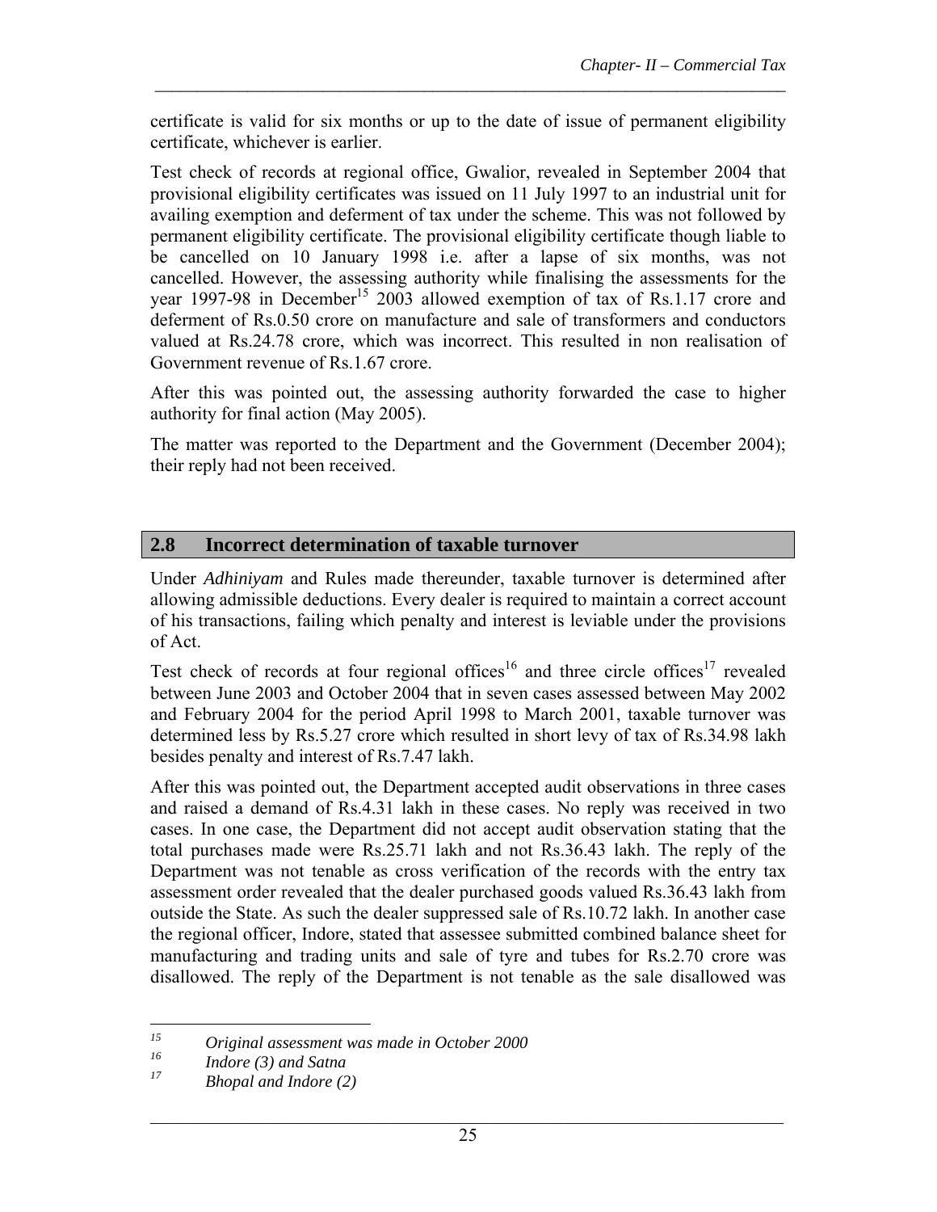certificate is valid for six months or up to the date of issue of permanent eligibility certificate, whichever is earlier.

Test check of records at regional office, Gwalior, revealed in September 2004 that provisional eligibility certificates was issued on 11 July 1997 to an industrial unit for availing exemption and deferment of tax under the scheme. This was not followed by permanent eligibility certificate. The provisional eligibility certificate though liable to be cancelled on 10 January 1998 i.e. after a lapse of six months, was not cancelled. However, the assessing authority while finalising the assessments for the year 1997-98 in December[15] 2003 allowed exemption of tax of Rs.1.17 crore and deferment of Rs.0.50 crore on manufacture and sale of transformers and conductors valued at Rs.24.78 crore, which was incorrect. This resulted in non realisation of Government revenue of Rs.1.67 crore.

After this was pointed out, the assessing authority forwarded the case to higher authority for final action (May 2005).

The matter was reported to the Department and the Government (December 2004); their reply had not been received.

## 2.8 Incorrect determination of taxable turnover

Under *Adhiniyam* and Rules made thereunder, taxable turnover is determined after allowing admissible deductions. Every dealer is required to maintain a correct account of his transactions, failing which penalty and interest is leviable under the provisions of Act.

Test check of records at four regional offices[16] and three circle offices[17] revealed between June 2003 and October 2004 that in seven cases assessed between May 2002 and February 2004 for the period April 1998 to March 2001, taxable turnover was determined less by Rs.5.27 crore which resulted in short levy of tax of Rs.34.98 lakh besides penalty and interest of Rs.7.47 lakh.

After this was pointed out, the Department accepted audit observations in three cases and raised a demand of Rs.4.31 lakh in these cases. No reply was received in two cases. In one case, the Department did not accept audit observation stating that the total purchases made were Rs.25.71 lakh and not Rs.36.43 lakh. The reply of the Department was not tenable as cross verification of the records with the entry tax assessment order revealed that the dealer purchased goods valued Rs.36.43 lakh from outside the State. As such the dealer suppressed sale of Rs.10.72 lakh. In another case the regional officer, Indore, stated that assessee submitted combined balance sheet for manufacturing and trading units and sale of tyre and tubes for Rs.2.70 crore was disallowed. The reply of the Department is not tenable as the sale disallowed was

---

[15] *Original assessment was made in October 2000*

[16] *Indore (3) and Satna*

[17] *Bhopal and Indore (2)*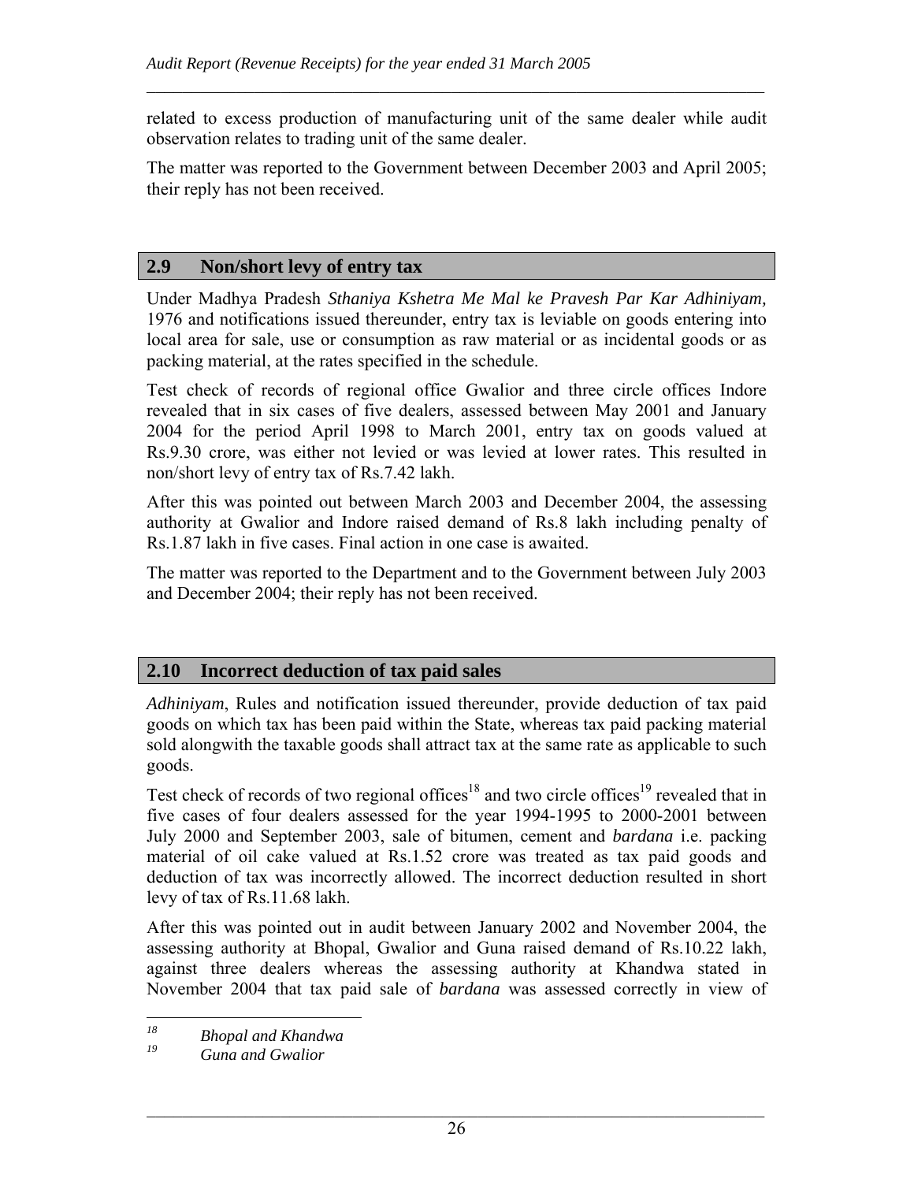related to excess production of manufacturing unit of the same dealer while audit observation relates to trading unit of the same dealer.

The matter was reported to the Government between December 2003 and April 2005; their reply has not been received.

## 2.9 Non/short levy of entry tax

Under Madhya Pradesh *Sthaniya Kshetra Me Mal ke Pravesh Par Kar Adhiniyam,* 1976 and notifications issued thereunder, entry tax is leviable on goods entering into local area for sale, use or consumption as raw material or as incidental goods or as packing material, at the rates specified in the schedule.

Test check of records of regional office Gwalior and three circle offices Indore revealed that in six cases of five dealers, assessed between May 2001 and January 2004 for the period April 1998 to March 2001, entry tax on goods valued at Rs.9.30 crore, was either not levied or was levied at lower rates. This resulted in non/short levy of entry tax of Rs.7.42 lakh.

After this was pointed out between March 2003 and December 2004, the assessing authority at Gwalior and Indore raised demand of Rs.8 lakh including penalty of Rs.1.87 lakh in five cases. Final action in one case is awaited.

The matter was reported to the Department and to the Government between July 2003 and December 2004; their reply has not been received.

## 2.10 Incorrect deduction of tax paid sales

*Adhiniyam*, Rules and notification issued thereunder, provide deduction of tax paid goods on which tax has been paid within the State, whereas tax paid packing material sold alongwith the taxable goods shall attract tax at the same rate as applicable to such goods.

Test check of records of two regional offices[18] and two circle offices[19] revealed that in five cases of four dealers assessed for the year 1994-1995 to 2000-2001 between July 2000 and September 2003, sale of bitumen, cement and *bardana* i.e. packing material of oil cake valued at Rs.1.52 crore was treated as tax paid goods and deduction of tax was incorrectly allowed. The incorrect deduction resulted in short levy of tax of Rs.11.68 lakh.

After this was pointed out in audit between January 2002 and November 2004, the assessing authority at Bhopal, Gwalior and Guna raised demand of Rs.10.22 lakh, against three dealers whereas the assessing authority at Khandwa stated in November 2004 that tax paid sale of *bardana* was assessed correctly in view of

---

[18] *Bhopal and Khandwa*

[19] *Guna and Gwalior*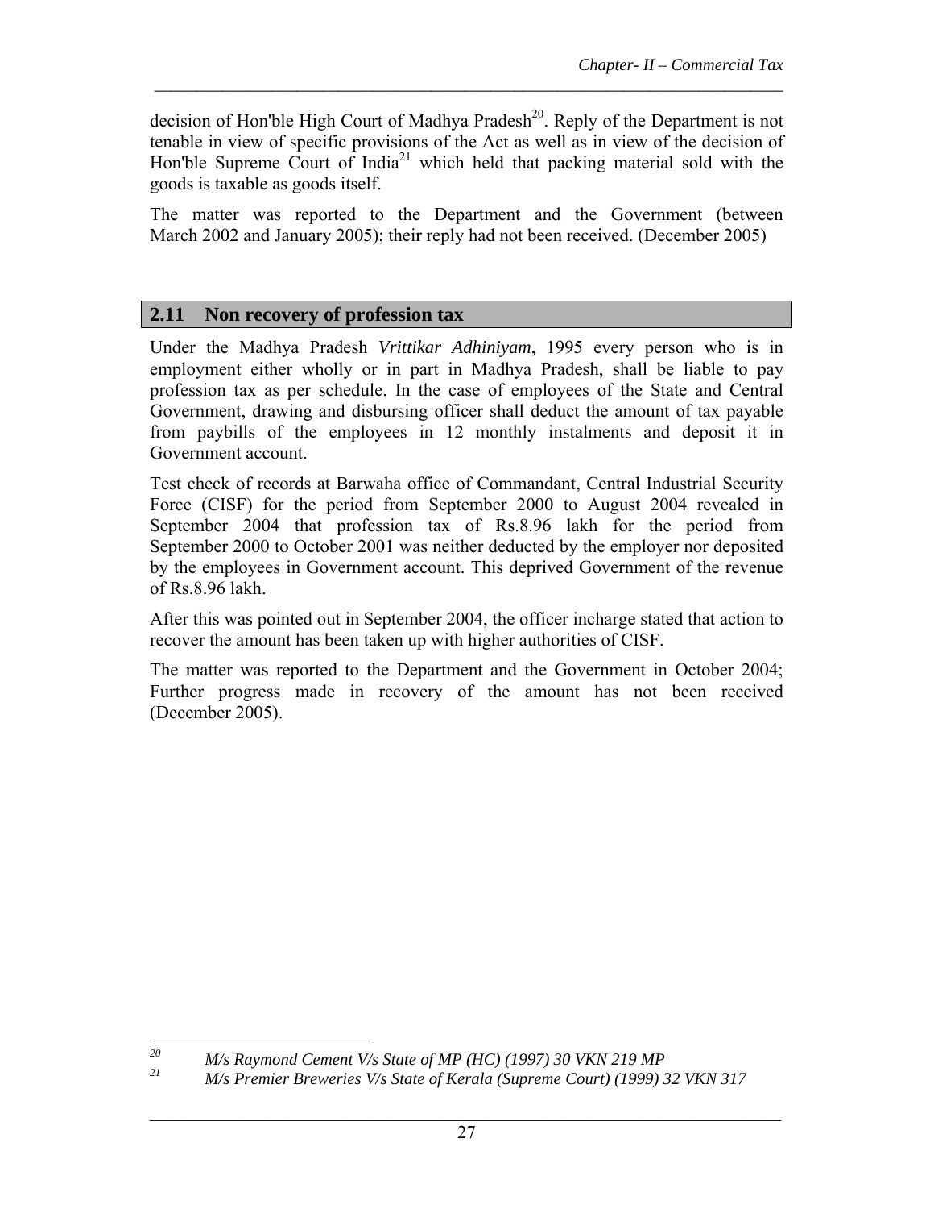decision of Hon'ble High Court of Madhya Pradesh[20]. Reply of the Department is not tenable in view of specific provisions of the Act as well as in view of the decision of Hon'ble Supreme Court of India[21] which held that packing material sold with the goods is taxable as goods itself.

The matter was reported to the Department and the Government (between March 2002 and January 2005); their reply had not been received. (December 2005)

## 2.11 Non recovery of profession tax

Under the Madhya Pradesh *Vrittikar Adhiniyam*, 1995 every person who is in employment either wholly or in part in Madhya Pradesh, shall be liable to pay profession tax as per schedule. In the case of employees of the State and Central Government, drawing and disbursing officer shall deduct the amount of tax payable from paybills of the employees in 12 monthly instalments and deposit it in Government account.

Test check of records at Barwaha office of Commandant, Central Industrial Security Force (CISF) for the period from September 2000 to August 2004 revealed in September 2004 that profession tax of Rs.8.96 lakh for the period from September 2000 to October 2001 was neither deducted by the employer nor deposited by the employees in Government account. This deprived Government of the revenue of Rs.8.96 lakh.

After this was pointed out in September 2004, the officer incharge stated that action to recover the amount has been taken up with higher authorities of CISF.

The matter was reported to the Department and the Government in October 2004; Further progress made in recovery of the amount has not been received (December 2005).

---

[20] *M/s Raymond Cement V/s State of MP (HC) (1997) 30 VKN 219 MP*

[21] *M/s Premier Breweries V/s State of Kerala (Supreme Court) (1999) 32 VKN 317*